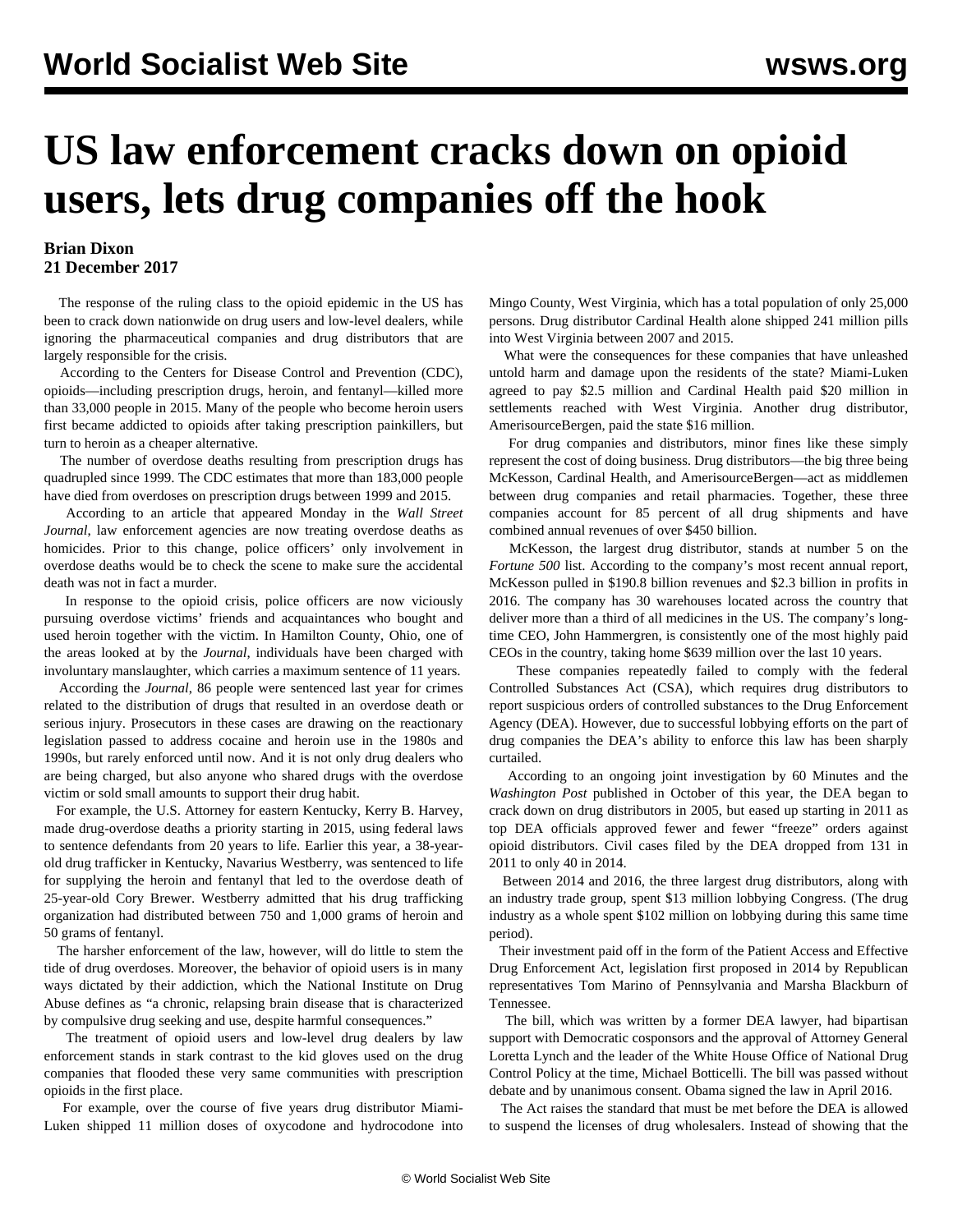# US law enforcement cracks down on opioid users, lets drug companies off the hook

**Brian Dixon**
**21 December 2017**

The response of the ruling class to the opioid epidemic in the US has been to crack down nationwide on drug users and low-level dealers, while ignoring the pharmaceutical companies and drug distributors that are largely responsible for the crisis.

According to the Centers for Disease Control and Prevention (CDC), opioids—including prescription drugs, heroin, and fentanyl—killed more than 33,000 people in 2015. Many of the people who become heroin users first became addicted to opioids after taking prescription painkillers, but turn to heroin as a cheaper alternative.

The number of overdose deaths resulting from prescription drugs has quadrupled since 1999. The CDC estimates that more than 183,000 people have died from overdoses on prescription drugs between 1999 and 2015.

According to an article that appeared Monday in the *Wall Street Journal*, law enforcement agencies are now treating overdose deaths as homicides. Prior to this change, police officers' only involvement in overdose deaths would be to check the scene to make sure the accidental death was not in fact a murder.

In response to the opioid crisis, police officers are now viciously pursuing overdose victims' friends and acquaintances who bought and used heroin together with the victim. In Hamilton County, Ohio, one of the areas looked at by the *Journal*, individuals have been charged with involuntary manslaughter, which carries a maximum sentence of 11 years.

According to the *Journal*, 86 people were sentenced last year for crimes related to the distribution of drugs that resulted in an overdose death or serious injury. Prosecutors in these cases are drawing on the reactionary legislation passed to address cocaine and heroin use in the 1980s and 1990s, but rarely enforced until now. And it is not only drug dealers who are being charged, but also anyone who shared drugs with the overdose victim or sold small amounts to support their drug habit.

For example, the U.S. Attorney for eastern Kentucky, Kerry B. Harvey, made drug-overdose deaths a priority starting in 2015, using federal laws to sentence defendants from 20 years to life. Earlier this year, a 38-year-old drug trafficker in Kentucky, Navarius Westberry, was sentenced to life for supplying the heroin and fentanyl that led to the overdose death of 25-year-old Cory Brewer. Westberry admitted that his drug trafficking organization had distributed between 750 and 1,000 grams of heroin and 50 grams of fentanyl.

The harsher enforcement of the law, however, will do little to stem the tide of drug overdoses. Moreover, the behavior of opioid users is in many ways dictated by their addiction, which the National Institute on Drug Abuse defines as "a chronic, relapsing brain disease that is characterized by compulsive drug seeking and use, despite harmful consequences."

The treatment of opioid users and low-level drug dealers by law enforcement stands in stark contrast to the kid gloves used on the drug companies that flooded these very same communities with prescription opioids in the first place.

For example, over the course of five years drug distributor Miami-Luken shipped 11 million doses of oxycodone and hydrocodone into Mingo County, West Virginia, which has a total population of only 25,000 persons. Drug distributor Cardinal Health alone shipped 241 million pills into West Virginia between 2007 and 2015.

What were the consequences for these companies that have unleashed untold harm and damage upon the residents of the state? Miami-Luken agreed to pay $2.5 million and Cardinal Health paid $20 million in settlements reached with West Virginia. Another drug distributor, AmerisourceBergen, paid the state $16 million.

For drug companies and distributors, minor fines like these simply represent the cost of doing business. Drug distributors—the big three being McKesson, Cardinal Health, and AmerisourceBergen—act as middlemen between drug companies and retail pharmacies. Together, these three companies account for 85 percent of all drug shipments and have combined annual revenues of over $450 billion.

McKesson, the largest drug distributor, stands at number 5 on the *Fortune 500* list. According to the company's most recent annual report, McKesson pulled in $190.8 billion revenues and $2.3 billion in profits in 2016. The company has 30 warehouses located across the country that deliver more than a third of all medicines in the US. The company's long-time CEO, John Hammergren, is consistently one of the most highly paid CEOs in the country, taking home $639 million over the last 10 years.

These companies repeatedly failed to comply with the federal Controlled Substances Act (CSA), which requires drug distributors to report suspicious orders of controlled substances to the Drug Enforcement Agency (DEA). However, due to successful lobbying efforts on the part of drug companies the DEA's ability to enforce this law has been sharply curtailed.

According to an ongoing joint investigation by 60 Minutes and the *Washington Post* published in October of this year, the DEA began to crack down on drug distributors in 2005, but eased up starting in 2011 as top DEA officials approved fewer and fewer "freeze" orders against opioid distributors. Civil cases filed by the DEA dropped from 131 in 2011 to only 40 in 2014.

Between 2014 and 2016, the three largest drug distributors, along with an industry trade group, spent $13 million lobbying Congress. (The drug industry as a whole spent $102 million on lobbying during this same time period).

Their investment paid off in the form of the Patient Access and Effective Drug Enforcement Act, legislation first proposed in 2014 by Republican representatives Tom Marino of Pennsylvania and Marsha Blackburn of Tennessee.

The bill, which was written by a former DEA lawyer, had bipartisan support with Democratic cosponsors and the approval of Attorney General Loretta Lynch and the leader of the White House Office of National Drug Control Policy at the time, Michael Botticelli. The bill was passed without debate and by unanimous consent. Obama signed the law in April 2016.

The Act raises the standard that must be met before the DEA is allowed to suspend the licenses of drug wholesalers. Instead of showing that the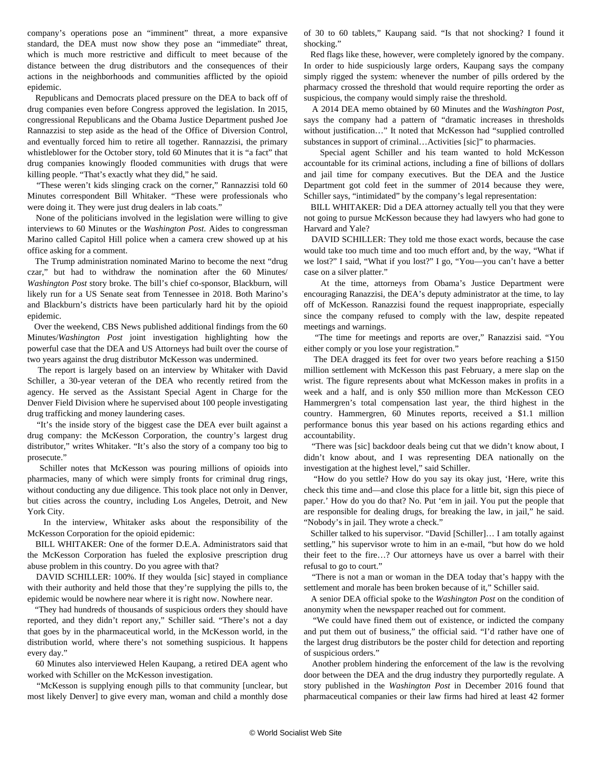company's operations pose an "imminent" threat, a more expansive standard, the DEA must now show they pose an "immediate" threat, which is much more restrictive and difficult to meet because of the distance between the drug distributors and the consequences of their actions in the neighborhoods and communities afflicted by the opioid epidemic.

Republicans and Democrats placed pressure on the DEA to back off of drug companies even before Congress approved the legislation. In 2015, congressional Republicans and the Obama Justice Department pushed Joe Rannazzisi to step aside as the head of the Office of Diversion Control, and eventually forced him to retire all together. Rannazzisi, the primary whistleblower for the October story, told 60 Minutes that it is "a fact" that drug companies knowingly flooded communities with drugs that were killing people. "That's exactly what they did," he said.

"These weren't kids slinging crack on the corner," Rannazzisi told 60 Minutes correspondent Bill Whitaker. "These were professionals who were doing it. They were just drug dealers in lab coats."

None of the politicians involved in the legislation were willing to give interviews to 60 Minutes or the *Washington Post*. Aides to congressman Marino called Capitol Hill police when a camera crew showed up at his office asking for a comment.

The Trump administration nominated Marino to become the next "drug czar," but had to withdraw the nomination after the 60 Minutes/*Washington Post* story broke. The bill's chief co-sponsor, Blackburn, will likely run for a US Senate seat from Tennessee in 2018. Both Marino's and Blackburn's districts have been particularly hard hit by the opioid epidemic.

Over the weekend, CBS News published additional findings from the 60 Minutes/*Washington Post* joint investigation highlighting how the powerful case that the DEA and US Attorneys had built over the course of two years against the drug distributor McKesson was undermined.

The report is largely based on an interview by Whitaker with David Schiller, a 30-year veteran of the DEA who recently retired from the agency. He served as the Assistant Special Agent in Charge for the Denver Field Division where he supervised about 100 people investigating drug trafficking and money laundering cases.

"It's the inside story of the biggest case the DEA ever built against a drug company: the McKesson Corporation, the country's largest drug distributor," writes Whitaker. "It's also the story of a company too big to prosecute."

Schiller notes that McKesson was pouring millions of opioids into pharmacies, many of which were simply fronts for criminal drug rings, without conducting any due diligence. This took place not only in Denver, but cities across the country, including Los Angeles, Detroit, and New York City.

In the interview, Whitaker asks about the responsibility of the McKesson Corporation for the opioid epidemic:

BILL WHITAKER: One of the former D.E.A. Administrators said that the McKesson Corporation has fueled the explosive prescription drug abuse problem in this country. Do you agree with that?

DAVID SCHILLER: 100%. If they woulda [sic] stayed in compliance with their authority and held those that they're supplying the pills to, the epidemic would be nowhere near where it is right now. Nowhere near.

"They had hundreds of thousands of suspicious orders they should have reported, and they didn't report any," Schiller said. "There's not a day that goes by in the pharmaceutical world, in the McKesson world, in the distribution world, where there's not something suspicious. It happens every day."

60 Minutes also interviewed Helen Kaupang, a retired DEA agent who worked with Schiller on the McKesson investigation.

"McKesson is supplying enough pills to that community [unclear, but most likely Denver] to give every man, woman and child a monthly dose of 30 to 60 tablets," Kaupang said. "Is that not shocking? I found it shocking."

Red flags like these, however, were completely ignored by the company. In order to hide suspiciously large orders, Kaupang says the company simply rigged the system: whenever the number of pills ordered by the pharmacy crossed the threshold that would require reporting the order as suspicious, the company would simply raise the threshold.

A 2014 DEA memo obtained by 60 Minutes and the *Washington Post*, says the company had a pattern of "dramatic increases in thresholds without justification…" It noted that McKesson had "supplied controlled substances in support of criminal…Activities [sic]" to pharmacies.

Special agent Schiller and his team wanted to hold McKesson accountable for its criminal actions, including a fine of billions of dollars and jail time for company executives. But the DEA and the Justice Department got cold feet in the summer of 2014 because they were, Schiller says, "intimidated" by the company's legal representation:

BILL WHITAKER: Did a DEA attorney actually tell you that they were not going to pursue McKesson because they had lawyers who had gone to Harvard and Yale?

DAVID SCHILLER: They told me those exact words, because the case would take too much time and too much effort and, by the way, "What if we lost?" I said, "What if you lost?" I go, "You—you can't have a better case on a silver platter."

At the time, attorneys from Obama's Justice Department were encouraging Ranazzisi, the DEA's deputy administrator at the time, to lay off of McKesson. Ranazzisi found the request inappropriate, especially since the company refused to comply with the law, despite repeated meetings and warnings.

"The time for meetings and reports are over," Ranazzisi said. "You either comply or you lose your registration."

The DEA dragged its feet for over two years before reaching a $150 million settlement with McKesson this past February, a mere slap on the wrist. The figure represents about what McKesson makes in profits in a week and a half, and is only $50 million more than McKesson CEO Hammergren's total compensation last year, the third highest in the country. Hammergren, 60 Minutes reports, received a $1.1 million performance bonus this year based on his actions regarding ethics and accountability.

"There was [sic] backdoor deals being cut that we didn't know about, I didn't know about, and I was representing DEA nationally on the investigation at the highest level," said Schiller.

"How do you settle? How do you say its okay just, 'Here, write this check this time and—and close this place for a little bit, sign this piece of paper.' How do you do that? No. Put 'em in jail. You put the people that are responsible for dealing drugs, for breaking the law, in jail," he said. "Nobody's in jail. They wrote a check."

Schiller talked to his supervisor. "David [Schiller]… I am totally against settling," his supervisor wrote to him in an e-mail, "but how do we hold their feet to the fire…? Our attorneys have us over a barrel with their refusal to go to court."

"There is not a man or woman in the DEA today that's happy with the settlement and morale has been broken because of it," Schiller said.

A senior DEA official spoke to the *Washington Post* on the condition of anonymity when the newspaper reached out for comment.

"We could have fined them out of existence, or indicted the company and put them out of business," the official said. "I'd rather have one of the largest drug distributors be the poster child for detection and reporting of suspicious orders."

Another problem hindering the enforcement of the law is the revolving door between the DEA and the drug industry they purportedly regulate. A story published in the *Washington Post* in December 2016 found that pharmaceutical companies or their law firms had hired at least 42 former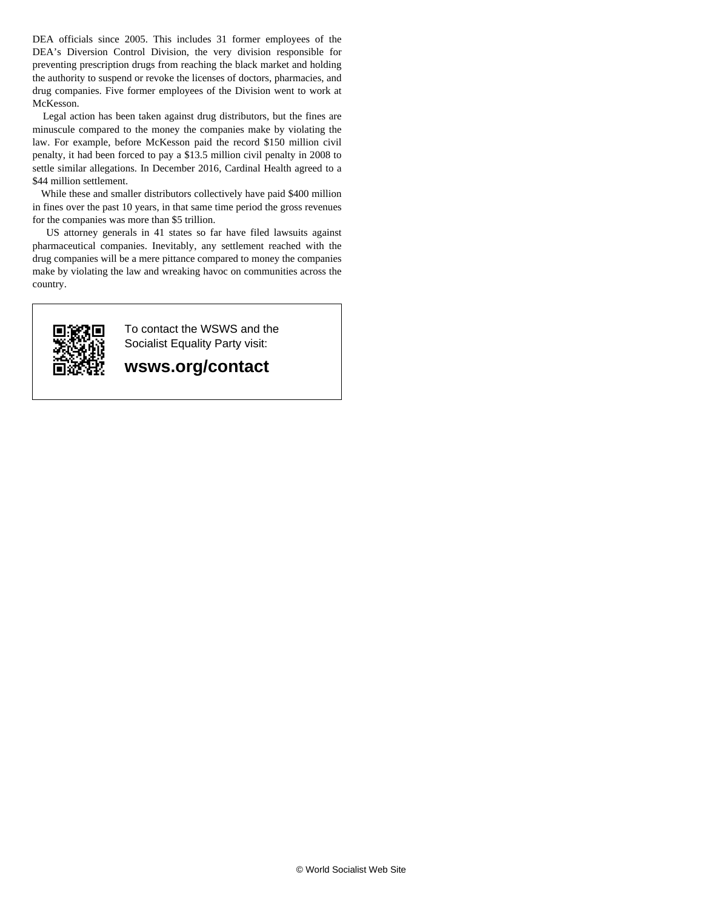DEA officials since 2005. This includes 31 former employees of the DEA's Diversion Control Division, the very division responsible for preventing prescription drugs from reaching the black market and holding the authority to suspend or revoke the licenses of doctors, pharmacies, and drug companies. Five former employees of the Division went to work at McKesson.

Legal action has been taken against drug distributors, but the fines are minuscule compared to the money the companies make by violating the law. For example, before McKesson paid the record $150 million civil penalty, it had been forced to pay a $13.5 million civil penalty in 2008 to settle similar allegations. In December 2016, Cardinal Health agreed to a $44 million settlement.

While these and smaller distributors collectively have paid $400 million in fines over the past 10 years, in that same time period the gross revenues for the companies was more than $5 trillion.

US attorney generals in 41 states so far have filed lawsuits against pharmaceutical companies. Inevitably, any settlement reached with the drug companies will be a mere pittance compared to money the companies make by violating the law and wreaking havoc on communities across the country.

To contact the WSWS and the Socialist Equality Party visit:

**wsws.org/contact**